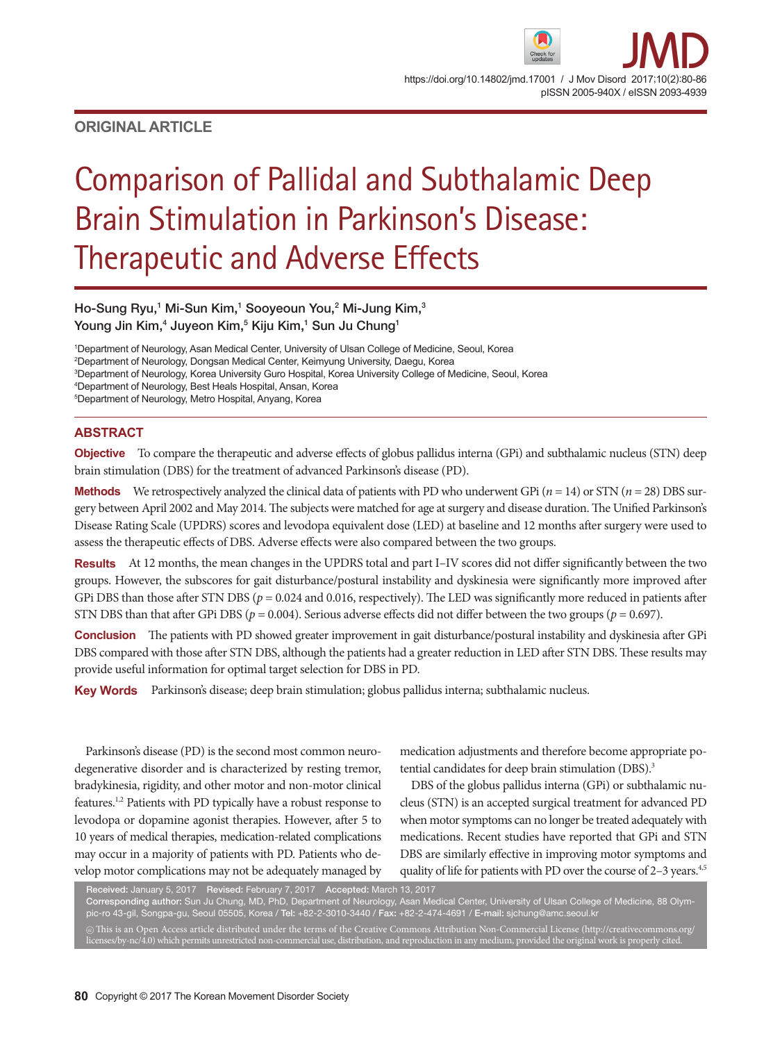ORIGINAL ARTICLE

# Comparison of Pallidal and Subthalamic Deep Brain Stimulation in Parkinson's Disease: Therapeutic and Adverse Effects

**Ho-Sung Ryu,[1] Mi-Sun Kim,[1] Sooyeoun You,[2] Mi-Jung Kim,[3] Young Jin Kim,[4] Juyeon Kim,[5] Kiju Kim,[1] Sun Ju Chung[1]**

[1]Department of Neurology, Asan Medical Center, University of Ulsan College of Medicine, Seoul, Korea
[2]Department of Neurology, Dongsan Medical Center, Keimyung University, Daegu, Korea
[3]Department of Neurology, Korea University Guro Hospital, Korea University College of Medicine, Seoul, Korea
[4]Department of Neurology, Best Heals Hospital, Ansan, Korea
[5]Department of Neurology, Metro Hospital, Anyang, Korea

## ABSTRACT

**Objective** To compare the therapeutic and adverse effects of globus pallidus interna (GPi) and subthalamic nucleus (STN) deep brain stimulation (DBS) for the treatment of advanced Parkinson's disease (PD).

**Methods** We retrospectively analyzed the clinical data of patients with PD who underwent GPi ($n = 14$) or STN ($n = 28$) DBS surgery between April 2002 and May 2014. The subjects were matched for age at surgery and disease duration. The Unified Parkinson's Disease Rating Scale (UPDRS) scores and levodopa equivalent dose (LED) at baseline and 12 months after surgery were used to assess the therapeutic effects of DBS. Adverse effects were also compared between the two groups.

**Results** At 12 months, the mean changes in the UPDRS total and part I–IV scores did not differ significantly between the two groups. However, the subscores for gait disturbance/postural instability and dyskinesia were significantly more improved after GPi DBS than those after STN DBS ($p = 0.024$ and $0.016$, respectively). The LED was significantly more reduced in patients after STN DBS than that after GPi DBS ($p = 0.004$). Serious adverse effects did not differ between the two groups ($p = 0.697$).

**Conclusion** The patients with PD showed greater improvement in gait disturbance/postural instability and dyskinesia after GPi DBS compared with those after STN DBS, although the patients had a greater reduction in LED after STN DBS. These results may provide useful information for optimal target selection for DBS in PD.

**Key Words** Parkinson's disease; deep brain stimulation; globus pallidus interna; subthalamic nucleus.

Parkinson's disease (PD) is the second most common neurodegenerative disorder and is characterized by resting tremor, bradykinesia, rigidity, and other motor and non-motor clinical features.[1,2] Patients with PD typically have a robust response to levodopa or dopamine agonist therapies. However, after 5 to 10 years of medical therapies, medication-related complications may occur in a majority of patients with PD. Patients who develop motor complications may not be adequately managed by medication adjustments and therefore become appropriate potential candidates for deep brain stimulation (DBS).[3]

DBS of the globus pallidus interna (GPi) or subthalamic nucleus (STN) is an accepted surgical treatment for advanced PD when motor symptoms can no longer be treated adequately with medications. Recent studies have reported that GPi and STN DBS are similarly effective in improving motor symptoms and quality of life for patients with PD over the course of 2–3 years.[4,5]

**Received:** January 5, 2017 **Revised:** February 7, 2017 **Accepted:** March 13, 2017
**Corresponding author:** Sun Ju Chung, MD, PhD, Department of Neurology, Asan Medical Center, University of Ulsan College of Medicine, 88 Olympic-ro 43-gil, Songpa-gu, Seoul 05505, Korea / **Tel:** +82-2-3010-3440 / **Fax:** +82-2-474-4691 / **E-mail:** sjchung@amc.seoul.kr

This is an Open Access article distributed under the terms of the Creative Commons Attribution Non-Commercial License (http://creativecommons.org/licenses/by-nc/4.0) which permits unrestricted non-commercial use, distribution, and reproduction in any medium, provided the original work is properly cited.

Copyright © 2017 The Korean Movement Disorder Society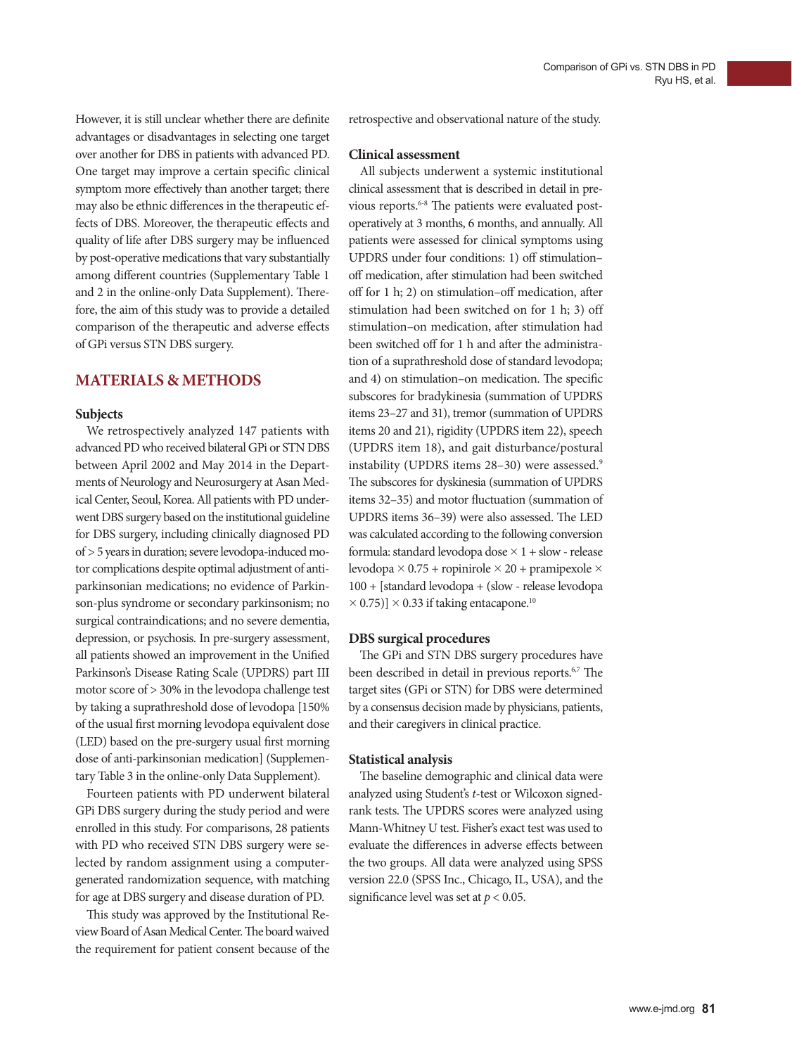However, it is still unclear whether there are definite advantages or disadvantages in selecting one target over another for DBS in patients with advanced PD. One target may improve a certain specific clinical symptom more effectively than another target; there may also be ethnic differences in the therapeutic effects of DBS. Moreover, the therapeutic effects and quality of life after DBS surgery may be influenced by post-operative medications that vary substantially among different countries (Supplementary Table 1 and 2 in the online-only Data Supplement). Therefore, the aim of this study was to provide a detailed comparison of the therapeutic and adverse effects of GPi versus STN DBS surgery.

## MATERIALS & METHODS

### Subjects

We retrospectively analyzed 147 patients with advanced PD who received bilateral GPi or STN DBS between April 2002 and May 2014 in the Departments of Neurology and Neurosurgery at Asan Medical Center, Seoul, Korea. All patients with PD underwent DBS surgery based on the institutional guideline for DBS surgery, including clinically diagnosed PD of > 5 years in duration; severe levodopa-induced motor complications despite optimal adjustment of antiparkinsonian medications; no evidence of Parkinson-plus syndrome or secondary parkinsonism; no surgical contraindications; and no severe dementia, depression, or psychosis. In pre-surgery assessment, all patients showed an improvement in the Unified Parkinson's Disease Rating Scale (UPDRS) part III motor score of > 30% in the levodopa challenge test by taking a suprathreshold dose of levodopa [150% of the usual first morning levodopa equivalent dose (LED) based on the pre-surgery usual first morning dose of anti-parkinsonian medication] (Supplementary Table 3 in the online-only Data Supplement).

Fourteen patients with PD underwent bilateral GPi DBS surgery during the study period and were enrolled in this study. For comparisons, 28 patients with PD who received STN DBS surgery were selected by random assignment using a computer-generated randomization sequence, with matching for age at DBS surgery and disease duration of PD.

This study was approved by the Institutional Review Board of Asan Medical Center. The board waived the requirement for patient consent because of the retrospective and observational nature of the study.

### Clinical assessment

All subjects underwent a systemic institutional clinical assessment that is described in detail in previous reports.[6-8] The patients were evaluated postoperatively at 3 months, 6 months, and annually. All patients were assessed for clinical symptoms using UPDRS under four conditions: 1) off stimulation–off medication, after stimulation had been switched off for 1 h; 2) on stimulation–off medication, after stimulation had been switched on for 1 h; 3) off stimulation–on medication, after stimulation had been switched off for 1 h and after the administration of a suprathreshold dose of standard levodopa; and 4) on stimulation–on medication. The specific subscores for bradykinesia (summation of UPDRS items 23–27 and 31), tremor (summation of UPDRS items 20 and 21), rigidity (UPDRS item 22), speech (UPDRS item 18), and gait disturbance/postural instability (UPDRS items 28–30) were assessed.[9] The subscores for dyskinesia (summation of UPDRS items 32–35) and motor fluctuation (summation of UPDRS items 36–39) were also assessed. The LED was calculated according to the following conversion formula: standard levodopa dose × 1 + slow - release levodopa × 0.75 + ropinirole × 20 + pramipexole × 100 + [standard levodopa + (slow - release levodopa × 0.75)] × 0.33 if taking entacapone.[10]

### DBS surgical procedures

The GPi and STN DBS surgery procedures have been described in detail in previous reports.[6,7] The target sites (GPi or STN) for DBS were determined by a consensus decision made by physicians, patients, and their caregivers in clinical practice.

### Statistical analysis

The baseline demographic and clinical data were analyzed using Student's *t*-test or Wilcoxon signed-rank tests. The UPDRS scores were analyzed using Mann-Whitney U test. Fisher's exact test was used to evaluate the differences in adverse effects between the two groups. All data were analyzed using SPSS version 22.0 (SPSS Inc., Chicago, IL, USA), and the significance level was set at $p < 0.05$.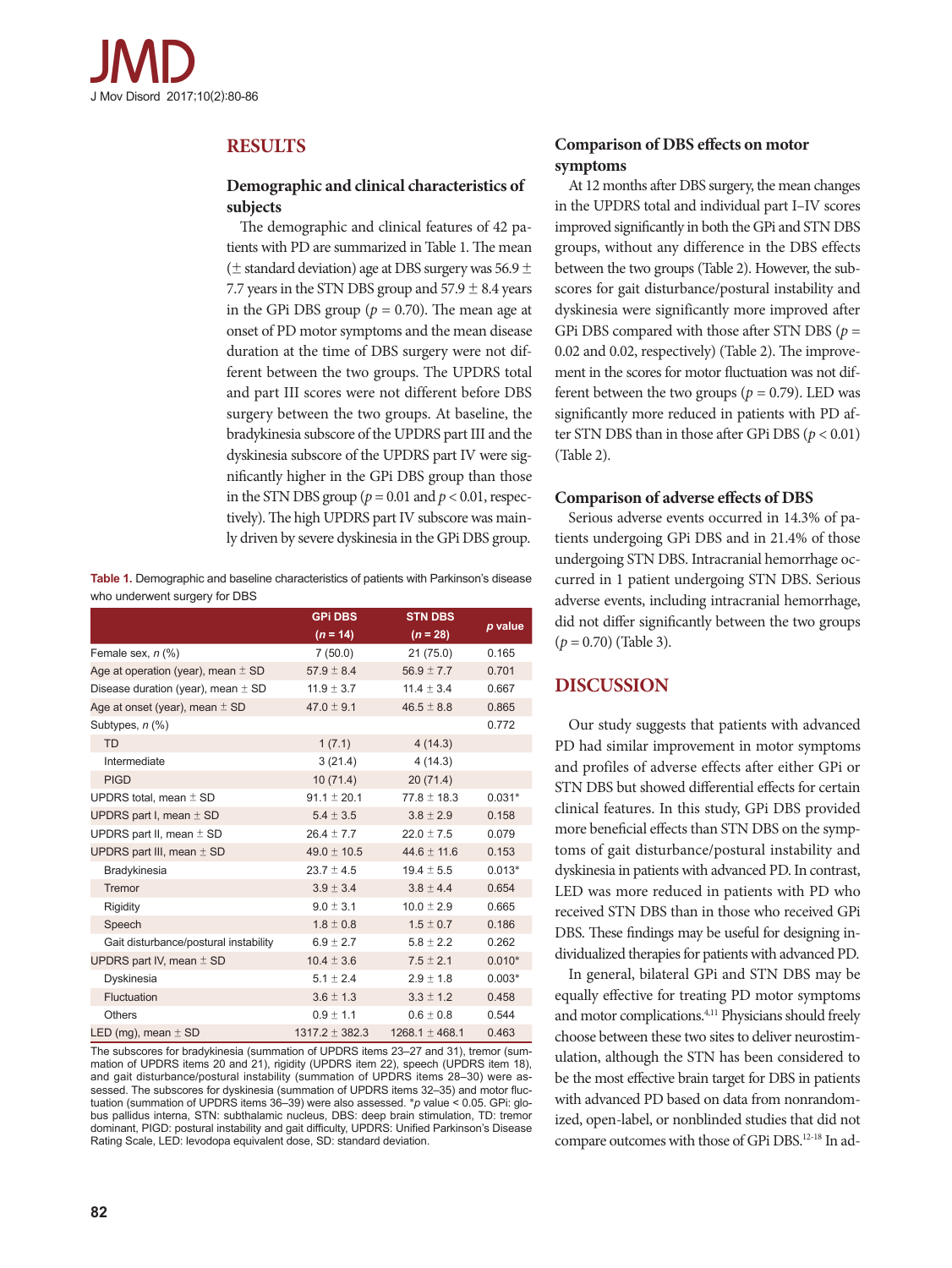## RESULTS

### Demographic and clinical characteristics of subjects

The demographic and clinical features of 42 patients with PD are summarized in Table 1. The mean (± standard deviation) age at DBS surgery was 56.9 ± 7.7 years in the STN DBS group and 57.9 ± 8.4 years in the GPi DBS group ($p$ = 0.70). The mean age at onset of PD motor symptoms and the mean disease duration at the time of DBS surgery were not different between the two groups. The UPDRS total and part III scores were not different before DBS surgery between the two groups. At baseline, the bradykinesia subscore of the UPDRS part III and the dyskinesia subscore of the UPDRS part IV were significantly higher in the GPi DBS group than those in the STN DBS group ($p$ = 0.01 and $p$ < 0.01, respectively). The high UPDRS part IV subscore was mainly driven by severe dyskinesia in the GPi DBS group.

**Table 1.** Demographic and baseline characteristics of patients with Parkinson's disease who underwent surgery for DBS

| | GPi DBS ($n$ = 14) | STN DBS ($n$ = 28) | $p$ value |
|---|---|---|---|
| Female sex, $n$ (%) | 7 (50.0) | 21 (75.0) | 0.165 |
| Age at operation (year), mean ± SD | 57.9 ± 8.4 | 56.9 ± 7.7 | 0.701 |
| Disease duration (year), mean ± SD | 11.9 ± 3.7 | 11.4 ± 3.4 | 0.667 |
| Age at onset (year), mean ± SD | 47.0 ± 9.1 | 46.5 ± 8.8 | 0.865 |
| Subtypes, $n$ (%) | | | 0.772 |
| TD | 1 (7.1) | 4 (14.3) | |
| Intermediate | 3 (21.4) | 4 (14.3) | |
| PIGD | 10 (71.4) | 20 (71.4) | |
| UPDRS total, mean ± SD | 91.1 ± 20.1 | 77.8 ± 18.3 | 0.031* |
| UPDRS part I, mean ± SD | 5.4 ± 3.5 | 3.8 ± 2.9 | 0.158 |
| UPDRS part II, mean ± SD | 26.4 ± 7.7 | 22.0 ± 7.5 | 0.079 |
| UPDRS part III, mean ± SD | 49.0 ± 10.5 | 44.6 ± 11.6 | 0.153 |
| Bradykinesia | 23.7 ± 4.5 | 19.4 ± 5.5 | 0.013* |
| Tremor | 3.9 ± 3.4 | 3.8 ± 4.4 | 0.654 |
| Rigidity | 9.0 ± 3.1 | 10.0 ± 2.9 | 0.665 |
| Speech | 1.8 ± 0.8 | 1.5 ± 0.7 | 0.186 |
| Gait disturbance/postural instability | 6.9 ± 2.7 | 5.8 ± 2.2 | 0.262 |
| UPDRS part IV, mean ± SD | 10.4 ± 3.6 | 7.5 ± 2.1 | 0.010* |
| Dyskinesia | 5.1 ± 2.4 | 2.9 ± 1.8 | 0.003* |
| Fluctuation | 3.6 ± 1.3 | 3.3 ± 1.2 | 0.458 |
| Others | 0.9 ± 1.1 | 0.6 ± 0.8 | 0.544 |
| LED (mg), mean ± SD | 1317.2 ± 382.3 | 1268.1 ± 468.1 | 0.463 |

The subscores for bradykinesia (summation of UPDRS items 23–27 and 31), tremor (summation of UPDRS items 20 and 21), rigidity (UPDRS item 22), speech (UPDRS item 18), and gait disturbance/postural instability (summation of UPDRS items 28–30) were assessed. The subscores for dyskinesia (summation of UPDRS items 32–35) and motor fluctuation (summation of UPDRS items 36–39) were also assessed. *$p$ value < 0.05. GPi: globus pallidus interna, STN: subthalamic nucleus, DBS: deep brain stimulation, TD: tremor dominant, PIGD: postural instability and gait difficulty, UPDRS: Unified Parkinson's Disease Rating Scale, LED: levodopa equivalent dose, SD: standard deviation.

### Comparison of DBS effects on motor symptoms

At 12 months after DBS surgery, the mean changes in the UPDRS total and individual part I–IV scores improved significantly in both the GPi and STN DBS groups, without any difference in the DBS effects between the two groups (Table 2). However, the subscores for gait disturbance/postural instability and dyskinesia were significantly more improved after GPi DBS compared with those after STN DBS ($p$ = 0.02 and 0.02, respectively) (Table 2). The improvement in the scores for motor fluctuation was not different between the two groups ($p$ = 0.79). LED was significantly more reduced in patients with PD after STN DBS than in those after GPi DBS ($p$ < 0.01) (Table 2).

### Comparison of adverse effects of DBS

Serious adverse events occurred in 14.3% of patients undergoing GPi DBS and in 21.4% of those undergoing STN DBS. Intracranial hemorrhage occurred in 1 patient undergoing STN DBS. Serious adverse events, including intracranial hemorrhage, did not differ significantly between the two groups ($p$ = 0.70) (Table 3).

## DISCUSSION

Our study suggests that patients with advanced PD had similar improvement in motor symptoms and profiles of adverse effects after either GPi or STN DBS but showed differential effects for certain clinical features. In this study, GPi DBS provided more beneficial effects than STN DBS on the symptoms of gait disturbance/postural instability and dyskinesia in patients with advanced PD. In contrast, LED was more reduced in patients with PD who received STN DBS than in those who received GPi DBS. These findings may be useful for designing individualized therapies for patients with advanced PD.

In general, bilateral GPi and STN DBS may be equally effective for treating PD motor symptoms and motor complications.[4,11] Physicians should freely choose between these two sites to deliver neurostimulation, although the STN has been considered to be the most effective brain target for DBS in patients with advanced PD based on data from nonrandomized, open-label, or nonblinded studies that did not compare outcomes with those of GPi DBS.[12-18] In ad-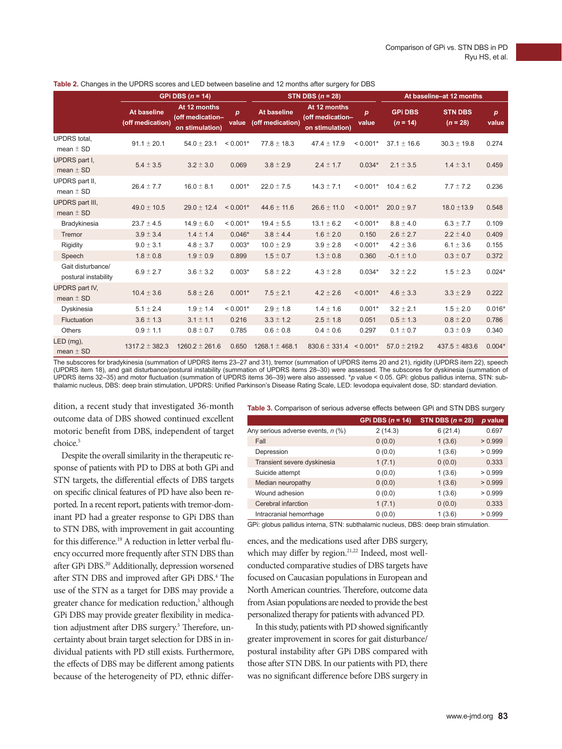**Table 2.** Changes in the UPDRS scores and LED between baseline and 12 months after surgery for DBS

| | GPi DBS (*n* = 14) | | | STN DBS (*n* = 28) | | | At baseline–at 12 months | | |
|---|---|---|---|---|---|---|---|---|---|
| | At baseline (off medication) | At 12 months (off medication–on stimulation) | *p* value | At baseline (off medication) | At 12 months (off medication–on stimulation) | *p* value | GPi DBS (*n* = 14) | STN DBS (*n* = 28) | *p* value |
| UPDRS total, mean ± SD | 91.1 ± 20.1 | 54.0 ± 23.1 | < 0.001* | 77.8 ± 18.3 | 47.4 ± 17.9 | < 0.001* | 37.1 ± 16.6 | 30.3 ± 19.8 | 0.274 |
| UPDRS part I, mean ± SD | 5.4 ± 3.5 | 3.2 ± 3.0 | 0.069 | 3.8 ± 2.9 | 2.4 ± 1.7 | 0.034* | 2.1 ± 3.5 | 1.4 ± 3.1 | 0.459 |
| UPDRS part II, mean ± SD | 26.4 ± 7.7 | 16.0 ± 8.1 | 0.001* | 22.0 ± 7.5 | 14.3 ± 7.1 | < 0.001* | 10.4 ± 6.2 | 7.7 ± 7.2 | 0.236 |
| UPDRS part III, mean ± SD | 49.0 ± 10.5 | 29.0 ± 12.4 | < 0.001* | 44.6 ± 11.6 | 26.6 ± 11.0 | < 0.001* | 20.0 ± 9.7 | 18.0 ±13.9 | 0.548 |
| Bradykinesia | 23.7 ± 4.5 | 14.9 ± 6.0 | < 0.001* | 19.4 ± 5.5 | 13.1 ± 6.2 | < 0.001* | 8.8 ± 4.0 | 6.3 ± 7.7 | 0.109 |
| Tremor | 3.9 ± 3.4 | 1.4 ± 1.4 | 0.046* | 3.8 ± 4.4 | 1.6 ± 2.0 | 0.150 | 2.6 ± 2.7 | 2.2 ± 4.0 | 0.409 |
| Rigidity | 9.0 ± 3.1 | 4.8 ± 3.7 | 0.003* | 10.0 ± 2.9 | 3.9 ± 2.8 | < 0.001* | 4.2 ± 3.6 | 6.1 ± 3.6 | 0.155 |
| Speech | 1.8 ± 0.8 | 1.9 ± 0.9 | 0.899 | 1.5 ± 0.7 | 1.3 ± 0.8 | 0.360 | -0.1 ± 1.0 | 0.3 ± 0.7 | 0.372 |
| Gait disturbance/postural instability | 6.9 ± 2.7 | 3.6 ± 3.2 | 0.003* | 5.8 ± 2.2 | 4.3 ± 2.8 | 0.034* | 3.2 ± 2.2 | 1.5 ± 2.3 | 0.024* |
| UPDRS part IV, mean ± SD | 10.4 ± 3.6 | 5.8 ± 2.6 | 0.001* | 7.5 ± 2.1 | 4.2 ± 2.6 | < 0.001* | 4.6 ± 3.3 | 3.3 ± 2.9 | 0.222 |
| Dyskinesia | 5.1 ± 2.4 | 1.9 ± 1.4 | < 0.001* | 2.9 ± 1.8 | 1.4 ± 1.6 | 0.001* | 3.2 ± 2.1 | 1.5 ± 2.0 | 0.016* |
| Fluctuation | 3.6 ± 1.3 | 3.1 ± 1.1 | 0.216 | 3.3 ± 1.2 | 2.5 ± 1.8 | 0.051 | 0.5 ± 1.3 | 0.8 ± 2.0 | 0.786 |
| Others | 0.9 ± 1.1 | 0.8 ± 0.7 | 0.785 | 0.6 ± 0.8 | 0.4 ± 0.6 | 0.297 | 0.1 ± 0.7 | 0.3 ± 0.9 | 0.340 |
| LED (mg), mean ± SD | 1317.2 ± 382.3 | 1260.2 ± 261.6 | 0.650 | 1268.1 ± 468.1 | 830.6 ± 331.4 | < 0.001* | 57.0 ± 219.2 | 437.5 ± 483.6 | 0.004* |

The subscores for bradykinesia (summation of UPDRS items 23–27 and 31), tremor (summation of UPDRS items 20 and 21), rigidity (UPDRS item 22), speech (UPDRS item 18), and gait disturbance/postural instability (summation of UPDRS items 28–30) were assessed. The subscores for dyskinesia (summation of UPDRS items 32–35) and motor fluctuation (summation of UPDRS items 36–39) were also assessed. **p* value < 0.05. GPi: globus pallidus interna, STN: subthalamic nucleus, DBS: deep brain stimulation, UPDRS: Unified Parkinson's Disease Rating Scale, LED: levodopa equivalent dose, SD: standard deviation.

dition, a recent study that investigated 36-month outcome data of DBS showed continued excellent motoric benefit from DBS, independent of target choice.[5]

Despite the overall similarity in the therapeutic response of patients with PD to DBS at both GPi and STN targets, the differential effects of DBS targets on specific clinical features of PD have also been reported. In a recent report, patients with tremor-dominant PD had a greater response to GPi DBS than to STN DBS, with improvement in gait accounting for this difference.[19] A reduction in letter verbal fluency occurred more frequently after STN DBS than after GPi DBS.[20] Additionally, depression worsened after STN DBS and improved after GPi DBS.[4] The use of the STN as a target for DBS may provide a greater chance for medication reduction,[5] although GPi DBS may provide greater flexibility in medication adjustment after DBS surgery.[5] Therefore, uncertainty about brain target selection for DBS in individual patients with PD still exists. Furthermore, the effects of DBS may be different among patients because of the heterogeneity of PD, ethnic differences, and the medications used after DBS surgery, which may differ by region.[21,22] Indeed, most well-conducted comparative studies of DBS targets have focused on Caucasian populations in European and North American countries. Therefore, outcome data from Asian populations are needed to provide the best personalized therapy for patients with advanced PD.

**Table 3.** Comparison of serious adverse effects between GPi and STN DBS surgery

| | GPi DBS (*n* = 14) | STN DBS (*n* = 28) | *p* value |
|---|---|---|---|
| Any serious adverse events, *n* (%) | 2 (14.3) | 6 (21.4) | 0.697 |
| Fall | 0 (0.0) | 1 (3.6) | > 0.999 |
| Depression | 0 (0.0) | 1 (3.6) | > 0.999 |
| Transient severe dyskinesia | 1 (7.1) | 0 (0.0) | 0.333 |
| Suicide attempt | 0 (0.0) | 1 (3.6) | > 0.999 |
| Median neuropathy | 0 (0.0) | 1 (3.6) | > 0.999 |
| Wound adhesion | 0 (0.0) | 1 (3.6) | > 0.999 |
| Cerebral infarction | 1 (7.1) | 0 (0.0) | 0.333 |
| Intracranial hemorrhage | 0 (0.0) | 1 (3.6) | > 0.999 |

GPi: globus pallidus interna, STN: subthalamic nucleus, DBS: deep brain stimulation.

In this study, patients with PD showed significantly greater improvement in scores for gait disturbance/postural instability after GPi DBS compared with those after STN DBS. In our patients with PD, there was no significant difference before DBS surgery in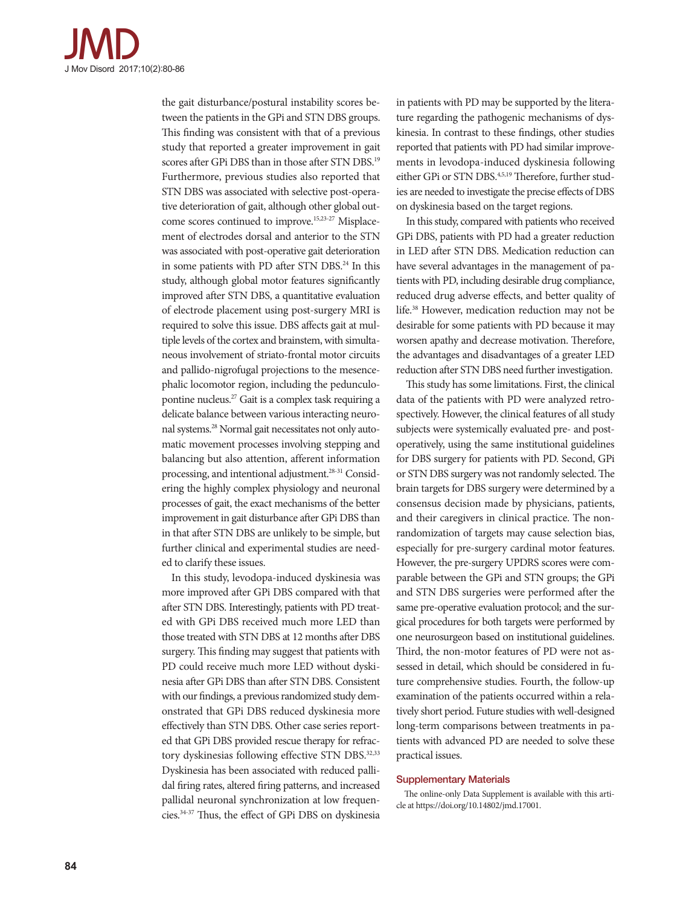the gait disturbance/postural instability scores between the patients in the GPi and STN DBS groups. This finding was consistent with that of a previous study that reported a greater improvement in gait scores after GPi DBS than in those after STN DBS.[19] Furthermore, previous studies also reported that STN DBS was associated with selective post-operative deterioration of gait, although other global outcome scores continued to improve.[15,23-27] Misplacement of electrodes dorsal and anterior to the STN was associated with post-operative gait deterioration in some patients with PD after STN DBS.[24] In this study, although global motor features significantly improved after STN DBS, a quantitative evaluation of electrode placement using post-surgery MRI is required to solve this issue. DBS affects gait at multiple levels of the cortex and brainstem, with simultaneous involvement of striato-frontal motor circuits and pallido-nigrofugal projections to the mesencephalic locomotor region, including the pedunculopontine nucleus.[27] Gait is a complex task requiring a delicate balance between various interacting neuronal systems.[28] Normal gait necessitates not only automatic movement processes involving stepping and balancing but also attention, afferent information processing, and intentional adjustment.[28-31] Considering the highly complex physiology and neuronal processes of gait, the exact mechanisms of the better improvement in gait disturbance after GPi DBS than in that after STN DBS are unlikely to be simple, but further clinical and experimental studies are needed to clarify these issues.

In this study, levodopa-induced dyskinesia was more improved after GPi DBS compared with that after STN DBS. Interestingly, patients with PD treated with GPi DBS received much more LED than those treated with STN DBS at 12 months after DBS surgery. This finding may suggest that patients with PD could receive much more LED without dyskinesia after GPi DBS than after STN DBS. Consistent with our findings, a previous randomized study demonstrated that GPi DBS reduced dyskinesia more effectively than STN DBS. Other case series reported that GPi DBS provided rescue therapy for refractory dyskinesias following effective STN DBS.[32,33] Dyskinesia has been associated with reduced pallidal firing rates, altered firing patterns, and increased pallidal neuronal synchronization at low frequencies.[34-37] Thus, the effect of GPi DBS on dyskinesia in patients with PD may be supported by the literature regarding the pathogenic mechanisms of dyskinesia. In contrast to these findings, other studies reported that patients with PD had similar improvements in levodopa-induced dyskinesia following either GPi or STN DBS.[4,5,19] Therefore, further studies are needed to investigate the precise effects of DBS on dyskinesia based on the target regions.

In this study, compared with patients who received GPi DBS, patients with PD had a greater reduction in LED after STN DBS. Medication reduction can have several advantages in the management of patients with PD, including desirable drug compliance, reduced drug adverse effects, and better quality of life.[38] However, medication reduction may not be desirable for some patients with PD because it may worsen apathy and decrease motivation. Therefore, the advantages and disadvantages of a greater LED reduction after STN DBS need further investigation.

This study has some limitations. First, the clinical data of the patients with PD were analyzed retrospectively. However, the clinical features of all study subjects were systemically evaluated pre- and post-operatively, using the same institutional guidelines for DBS surgery for patients with PD. Second, GPi or STN DBS surgery was not randomly selected. The brain targets for DBS surgery were determined by a consensus decision made by physicians, patients, and their caregivers in clinical practice. The non-randomization of targets may cause selection bias, especially for pre-surgery cardinal motor features. However, the pre-surgery UPDRS scores were comparable between the GPi and STN groups; the GPi and STN DBS surgeries were performed after the same pre-operative evaluation protocol; and the surgical procedures for both targets were performed by one neurosurgeon based on institutional guidelines. Third, the non-motor features of PD were not assessed in detail, which should be considered in future comprehensive studies. Fourth, the follow-up examination of the patients occurred within a relatively short period. Future studies with well-designed long-term comparisons between treatments in patients with advanced PD are needed to solve these practical issues.

## Supplementary Materials

The online-only Data Supplement is available with this article at https://doi.org/10.14802/jmd.17001.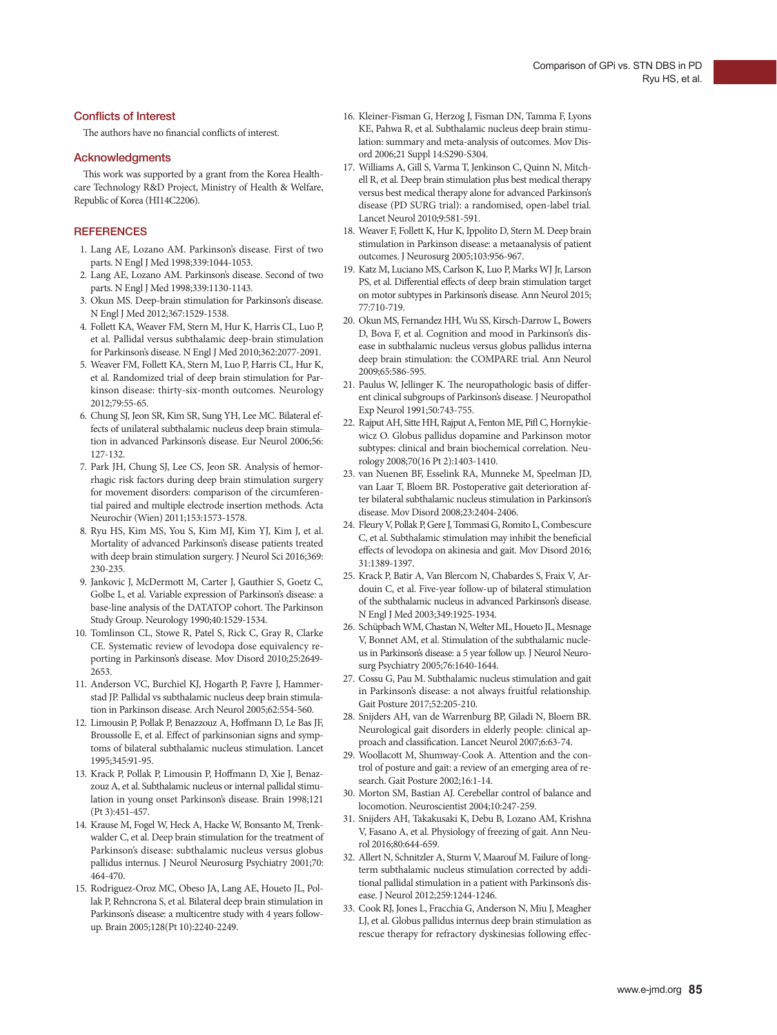## Conflicts of Interest

The authors have no financial conflicts of interest.

## Acknowledgments

This work was supported by a grant from the Korea Healthcare Technology R&D Project, Ministry of Health & Welfare, Republic of Korea (HI14C2206).

## REFERENCES

1. Lang AE, Lozano AM. Parkinson's disease. First of two parts. N Engl J Med 1998;339:1044-1053.
2. Lang AE, Lozano AM. Parkinson's disease. Second of two parts. N Engl J Med 1998;339:1130-1143.
3. Okun MS. Deep-brain stimulation for Parkinson's disease. N Engl J Med 2012;367:1529-1538.
4. Follett KA, Weaver FM, Stern M, Hur K, Harris CL, Luo P, et al. Pallidal versus subthalamic deep-brain stimulation for Parkinson's disease. N Engl J Med 2010;362:2077-2091.
5. Weaver FM, Follett KA, Stern M, Luo P, Harris CL, Hur K, et al. Randomized trial of deep brain stimulation for Parkinson disease: thirty-six-month outcomes. Neurology 2012;79:55-65.
6. Chung SJ, Jeon SR, Kim SR, Sung YH, Lee MC. Bilateral effects of unilateral subthalamic nucleus deep brain stimulation in advanced Parkinson's disease. Eur Neurol 2006;56:127-132.
7. Park JH, Chung SJ, Lee CS, Jeon SR. Analysis of hemorrhagic risk factors during deep brain stimulation surgery for movement disorders: comparison of the circumferential paired and multiple electrode insertion methods. Acta Neurochir (Wien) 2011;153:1573-1578.
8. Ryu HS, Kim MS, You S, Kim MJ, Kim YJ, Kim J, et al. Mortality of advanced Parkinson's disease patients treated with deep brain stimulation surgery. J Neurol Sci 2016;369:230-235.
9. Jankovic J, McDermott M, Carter J, Gauthier S, Goetz C, Golbe L, et al. Variable expression of Parkinson's disease: a base-line analysis of the DATATOP cohort. The Parkinson Study Group. Neurology 1990;40:1529-1534.
10. Tomlinson CL, Stowe R, Patel S, Rick C, Gray R, Clarke CE. Systematic review of levodopa dose equivalency reporting in Parkinson's disease. Mov Disord 2010;25:2649-2653.
11. Anderson VC, Burchiel KJ, Hogarth P, Favre J, Hammerstad JP. Pallidal vs subthalamic nucleus deep brain stimulation in Parkinson disease. Arch Neurol 2005;62:554-560.
12. Limousin P, Pollak P, Benazzouz A, Hoffmann D, Le Bas JF, Broussolle E, et al. Effect of parkinsonian signs and symptoms of bilateral subthalamic nucleus stimulation. Lancet 1995;345:91-95.
13. Krack P, Pollak P, Limousin P, Hoffmann D, Xie J, Benazzouz A, et al. Subthalamic nucleus or internal pallidal stimulation in young onset Parkinson's disease. Brain 1998;121(Pt 3):451-457.
14. Krause M, Fogel W, Heck A, Hacke W, Bonsanto M, Trenkwalder C, et al. Deep brain stimulation for the treatment of Parkinson's disease: subthalamic nucleus versus globus pallidus internus. J Neurol Neurosurg Psychiatry 2001;70:464-470.
15. Rodriguez-Oroz MC, Obeso JA, Lang AE, Houeto JL, Pollak P, Rehncrona S, et al. Bilateral deep brain stimulation in Parkinson's disease: a multicentre study with 4 years follow-up. Brain 2005;128(Pt 10):2240-2249.
16. Kleiner-Fisman G, Herzog J, Fisman DN, Tamma F, Lyons KE, Pahwa R, et al. Subthalamic nucleus deep brain stimulation: summary and meta-analysis of outcomes. Mov Disord 2006;21 Suppl 14:S290-S304.
17. Williams A, Gill S, Varma T, Jenkinson C, Quinn N, Mitchell R, et al. Deep brain stimulation plus best medical therapy versus best medical therapy alone for advanced Parkinson's disease (PD SURG trial): a randomised, open-label trial. Lancet Neurol 2010;9:581-591.
18. Weaver F, Follett K, Hur K, Ippolito D, Stern M. Deep brain stimulation in Parkinson disease: a metaanalysis of patient outcomes. J Neurosurg 2005;103:956-967.
19. Katz M, Luciano MS, Carlson K, Luo P, Marks WJ Jr, Larson PS, et al. Differential effects of deep brain stimulation target on motor subtypes in Parkinson's disease. Ann Neurol 2015;77:710-719.
20. Okun MS, Fernandez HH, Wu SS, Kirsch-Darrow L, Bowers D, Bova F, et al. Cognition and mood in Parkinson's disease in subthalamic nucleus versus globus pallidus interna deep brain stimulation: the COMPARE trial. Ann Neurol 2009;65:586-595.
21. Paulus W, Jellinger K. The neuropathologic basis of different clinical subgroups of Parkinson's disease. J Neuropathol Exp Neurol 1991;50:743-755.
22. Rajput AH, Sitte HH, Rajput A, Fenton ME, Pifl C, Hornykiewicz O. Globus pallidus dopamine and Parkinson motor subtypes: clinical and brain biochemical correlation. Neurology 2008;70(16 Pt 2):1403-1410.
23. van Nuenen BF, Esselink RA, Munneke M, Speelman JD, van Laar T, Bloem BR. Postoperative gait deterioration after bilateral subthalamic nucleus stimulation in Parkinson's disease. Mov Disord 2008;23:2404-2406.
24. Fleury V, Pollak P, Gere J, Tommasi G, Romito L, Combescure C, et al. Subthalamic stimulation may inhibit the beneficial effects of levodopa on akinesia and gait. Mov Disord 2016;31:1389-1397.
25. Krack P, Batir A, Van Blercom N, Chabardes S, Fraix V, Ardouin C, et al. Five-year follow-up of bilateral stimulation of the subthalamic nucleus in advanced Parkinson's disease. N Engl J Med 2003;349:1925-1934.
26. Schüpbach WM, Chastan N, Welter ML, Houeto JL, Mesnage V, Bonnet AM, et al. Stimulation of the subthalamic nucleus in Parkinson's disease: a 5 year follow up. J Neurol Neurosurg Psychiatry 2005;76:1640-1644.
27. Cossu G, Pau M. Subthalamic nucleus stimulation and gait in Parkinson's disease: a not always fruitful relationship. Gait Posture 2017;52:205-210.
28. Snijders AH, van de Warrenburg BP, Giladi N, Bloem BR. Neurological gait disorders in elderly people: clinical approach and classification. Lancet Neurol 2007;6:63-74.
29. Woollacott M, Shumway-Cook A. Attention and the control of posture and gait: a review of an emerging area of research. Gait Posture 2002;16:1-14.
30. Morton SM, Bastian AJ. Cerebellar control of balance and locomotion. Neuroscientist 2004;10:247-259.
31. Snijders AH, Takakusaki K, Debu B, Lozano AM, Krishna V, Fasano A, et al. Physiology of freezing of gait. Ann Neurol 2016;80:644-659.
32. Allert N, Schnitzler A, Sturm V, Maarouf M. Failure of long-term subthalamic nucleus stimulation corrected by additional pallidal stimulation in a patient with Parkinson's disease. J Neurol 2012;259:1244-1246.
33. Cook RJ, Jones L, Fracchia G, Anderson N, Miu J, Meagher LJ, et al. Globus pallidus internus deep brain stimulation as rescue therapy for refractory dyskinesias following effec-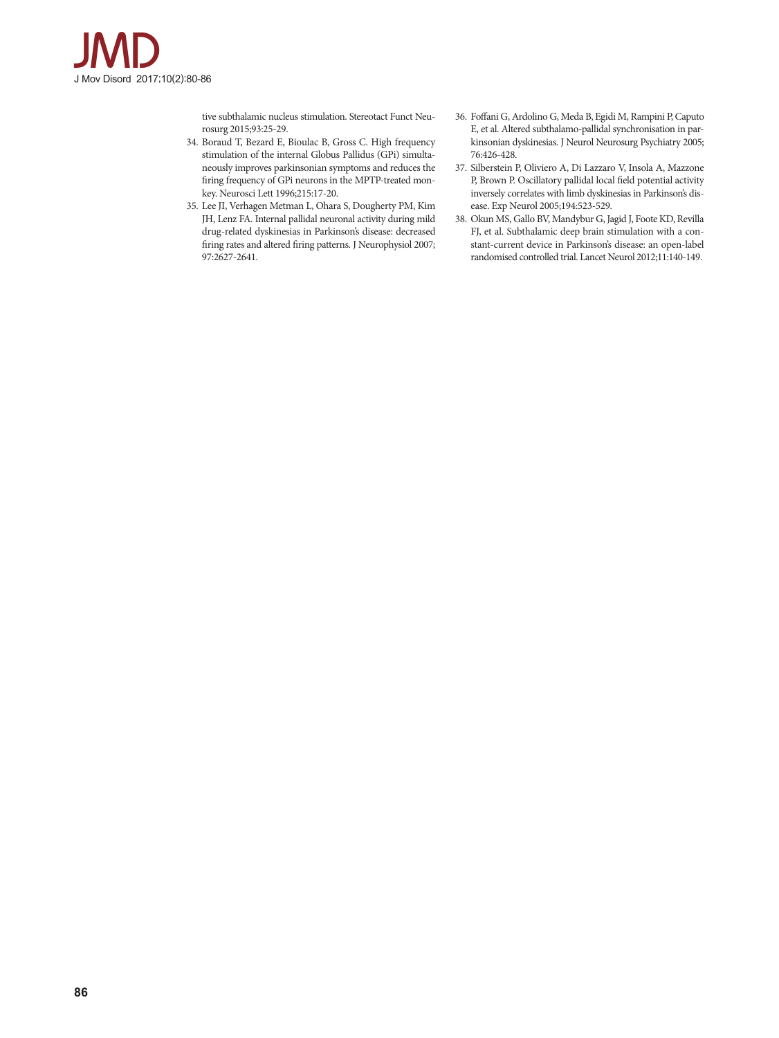tive subthalamic nucleus stimulation. Stereotact Funct Neurosurg 2015;93:25-29.

34. Boraud T, Bezard E, Bioulac B, Gross C. High frequency stimulation of the internal Globus Pallidus (GPi) simultaneously improves parkinsonian symptoms and reduces the firing frequency of GPi neurons in the MPTP-treated monkey. Neurosci Lett 1996;215:17-20.
35. Lee JI, Verhagen Metman L, Ohara S, Dougherty PM, Kim JH, Lenz FA. Internal pallidal neuronal activity during mild drug-related dyskinesias in Parkinson's disease: decreased firing rates and altered firing patterns. J Neurophysiol 2007; 97:2627-2641.
36. Foffani G, Ardolino G, Meda B, Egidi M, Rampini P, Caputo E, et al. Altered subthalamo-pallidal synchronisation in parkinsonian dyskinesias. J Neurol Neurosurg Psychiatry 2005; 76:426-428.
37. Silberstein P, Oliviero A, Di Lazzaro V, Insola A, Mazzone P, Brown P. Oscillatory pallidal local field potential activity inversely correlates with limb dyskinesias in Parkinson's disease. Exp Neurol 2005;194:523-529.
38. Okun MS, Gallo BV, Mandybur G, Jagid J, Foote KD, Revilla FJ, et al. Subthalamic deep brain stimulation with a constant-current device in Parkinson's disease: an open-label randomised controlled trial. Lancet Neurol 2012;11:140-149.